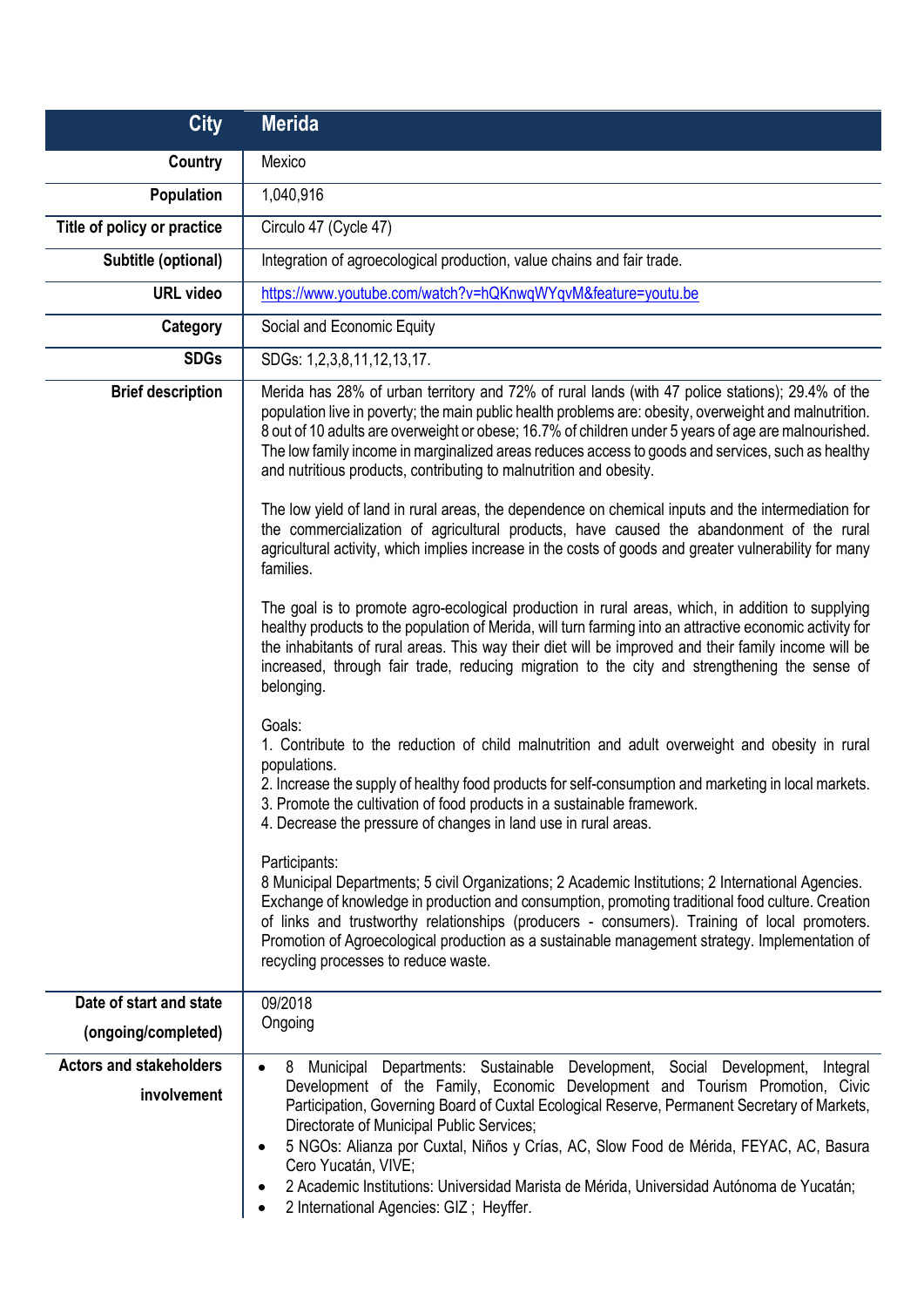| City | Merida |
|---|---|
| Country | Mexico |
| Population | 1,040,916 |
| Title of policy or practice | Circulo 47 (Cycle 47) |
| Subtitle (optional) | Integration of agroecological production, value chains and fair trade. |
| URL video | https://www.youtube.com/watch?v=hQKnwqWYqvM&feature=youtu.be |
| Category | Social and Economic Equity |
| SDGs | SDGs: 1,2,3,8,11,12,13,17. |
| Brief description | Merida has 28% of urban territory and 72% of rural lands (with 47 police stations); 29.4% of the population live in poverty; the main public health problems are: obesity, overweight and malnutrition. 8 out of 10 adults are overweight or obese; 16.7% of children under 5 years of age are malnourished. The low family income in marginalized areas reduces access to goods and services, such as healthy and nutritious products, contributing to malnutrition and obesity.<br><br>The low yield of land in rural areas, the dependence on chemical inputs and the intermediation for the commercialization of agricultural products, have caused the abandonment of the rural agricultural activity, which implies increase in the costs of goods and greater vulnerability for many families.<br><br>The goal is to promote agro-ecological production in rural areas, which, in addition to supplying healthy products to the population of Merida, will turn farming into an attractive economic activity for the inhabitants of rural areas. This way their diet will be improved and their family income will be increased, through fair trade, reducing migration to the city and strengthening the sense of belonging.<br><br>Goals:<br>1. Contribute to the reduction of child malnutrition and adult overweight and obesity in rural populations.<br>2. Increase the supply of healthy food products for self-consumption and marketing in local markets.<br>3. Promote the cultivation of food products in a sustainable framework.<br>4. Decrease the pressure of changes in land use in rural areas.<br><br>Participants:<br>8 Municipal Departments; 5 civil Organizations; 2 Academic Institutions; 2 International Agencies. Exchange of knowledge in production and consumption, promoting traditional food culture. Creation of links and trustworthy relationships (producers - consumers). Training of local promoters. Promotion of Agroecological production as a sustainable management strategy. Implementation of recycling processes to reduce waste. |
| Date of start and state (ongoing/completed) | 09/2018<br>Ongoing |
| Actors and stakeholders involvement | • 8 Municipal Departments: Sustainable Development, Social Development, Integral Development of the Family, Economic Development and Tourism Promotion, Civic Participation, Governing Board of Cuxtal Ecological Reserve, Permanent Secretary of Markets, Directorate of Municipal Public Services;<br>• 5 NGOs: Alianza por Cuxtal, Niños y Crías, AC, Slow Food de Mérida, FEYAC, AC, Basura Cero Yucatán, VIVE;<br>• 2 Academic Institutions: Universidad Marista de Mérida, Universidad Autónoma de Yucatán;<br>• 2 International Agencies: GIZ ; Heyffer. |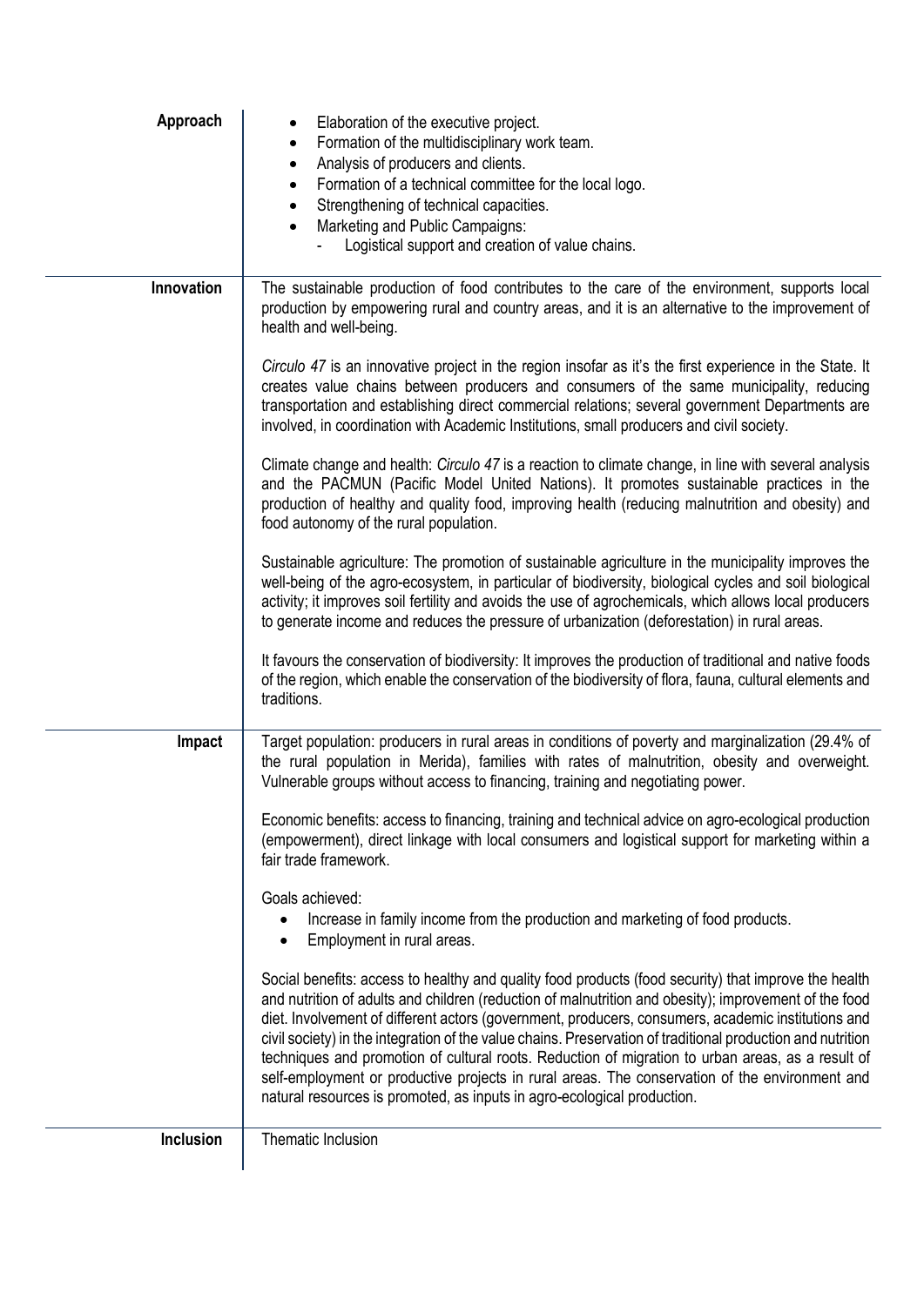| | |
|---|---|
| **Approach** | • Elaboration of the executive project.<br>• Formation of the multidisciplinary work team.<br>• Analysis of producers and clients.<br>• Formation of a technical committee for the local logo.<br>• Strengthening of technical capacities.<br>• Marketing and Public Campaigns:<br>  - Logistical support and creation of value chains. |
| **Innovation** | The sustainable production of food contributes to the care of the environment, supports local production by empowering rural and country areas, and it is an alternative to the improvement of health and well-being.<br><br>*Circulo 47* is an innovative project in the region insofar as it's the first experience in the State. It creates value chains between producers and consumers of the same municipality, reducing transportation and establishing direct commercial relations; several government Departments are involved, in coordination with Academic Institutions, small producers and civil society.<br><br>Climate change and health: *Circulo 47* is a reaction to climate change, in line with several analysis and the PACMUN (Pacific Model United Nations). It promotes sustainable practices in the production of healthy and quality food, improving health (reducing malnutrition and obesity) and food autonomy of the rural population.<br><br>Sustainable agriculture: The promotion of sustainable agriculture in the municipality improves the well-being of the agro-ecosystem, in particular of biodiversity, biological cycles and soil biological activity; it improves soil fertility and avoids the use of agrochemicals, which allows local producers to generate income and reduces the pressure of urbanization (deforestation) in rural areas.<br><br>It favours the conservation of biodiversity: It improves the production of traditional and native foods of the region, which enable the conservation of the biodiversity of flora, fauna, cultural elements and traditions. |
| **Impact** | Target population: producers in rural areas in conditions of poverty and marginalization (29.4% of the rural population in Merida), families with rates of malnutrition, obesity and overweight. Vulnerable groups without access to financing, training and negotiating power.<br><br>Economic benefits: access to financing, training and technical advice on agro-ecological production (empowerment), direct linkage with local consumers and logistical support for marketing within a fair trade framework.<br><br>Goals achieved:<br>• Increase in family income from the production and marketing of food products.<br>• Employment in rural areas.<br><br>Social benefits: access to healthy and quality food products (food security) that improve the health and nutrition of adults and children (reduction of malnutrition and obesity); improvement of the food diet. Involvement of different actors (government, producers, consumers, academic institutions and civil society) in the integration of the value chains. Preservation of traditional production and nutrition techniques and promotion of cultural roots. Reduction of migration to urban areas, as a result of self-employment or productive projects in rural areas. The conservation of the environment and natural resources is promoted, as inputs in agro-ecological production. |
| **Inclusion** | Thematic Inclusion |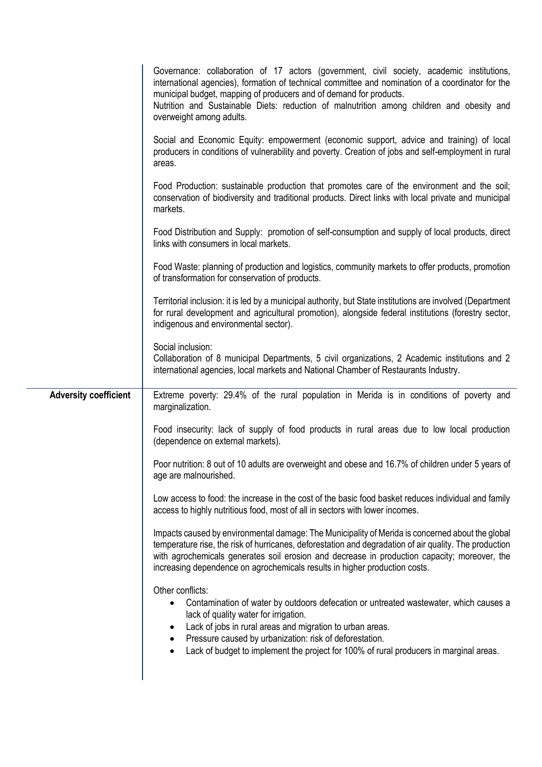| | |
|---|---|
| | Governance: collaboration of 17 actors (government, civil society, academic institutions, international agencies), formation of technical committee and nomination of a coordinator for the municipal budget, mapping of producers and of demand for products.<br>Nutrition and Sustainable Diets: reduction of malnutrition among children and obesity and overweight among adults.<br><br>Social and Economic Equity: empowerment (economic support, advice and training) of local producers in conditions of vulnerability and poverty. Creation of jobs and self-employment in rural areas.<br><br>Food Production: sustainable production that promotes care of the environment and the soil; conservation of biodiversity and traditional products. Direct links with local private and municipal markets.<br><br>Food Distribution and Supply: promotion of self-consumption and supply of local products, direct links with consumers in local markets.<br><br>Food Waste: planning of production and logistics, community markets to offer products, promotion of transformation for conservation of products.<br><br>Territorial inclusion: it is led by a municipal authority, but State institutions are involved (Department for rural development and agricultural promotion), alongside federal institutions (forestry sector, indigenous and environmental sector).<br><br>Social inclusion:<br>Collaboration of 8 municipal Departments, 5 civil organizations, 2 Academic institutions and 2 international agencies, local markets and National Chamber of Restaurants Industry. |
| **Adversity coefficient** | Extreme poverty: 29.4% of the rural population in Merida is in conditions of poverty and marginalization.<br><br>Food insecurity: lack of supply of food products in rural areas due to low local production (dependence on external markets).<br><br>Poor nutrition: 8 out of 10 adults are overweight and obese and 16.7% of children under 5 years of age are malnourished.<br><br>Low access to food: the increase in the cost of the basic food basket reduces individual and family access to highly nutritious food, most of all in sectors with lower incomes.<br><br>Impacts caused by environmental damage: The Municipality of Merida is concerned about the global temperature rise, the risk of hurricanes, deforestation and degradation of air quality. The production with agrochemicals generates soil erosion and decrease in production capacity; moreover, the increasing dependence on agrochemicals results in higher production costs.<br><br>Other conflicts:<br>• Contamination of water by outdoors defecation or untreated wastewater, which causes a lack of quality water for irrigation.<br>• Lack of jobs in rural areas and migration to urban areas.<br>• Pressure caused by urbanization: risk of deforestation.<br>• Lack of budget to implement the project for 100% of rural producers in marginal areas. |